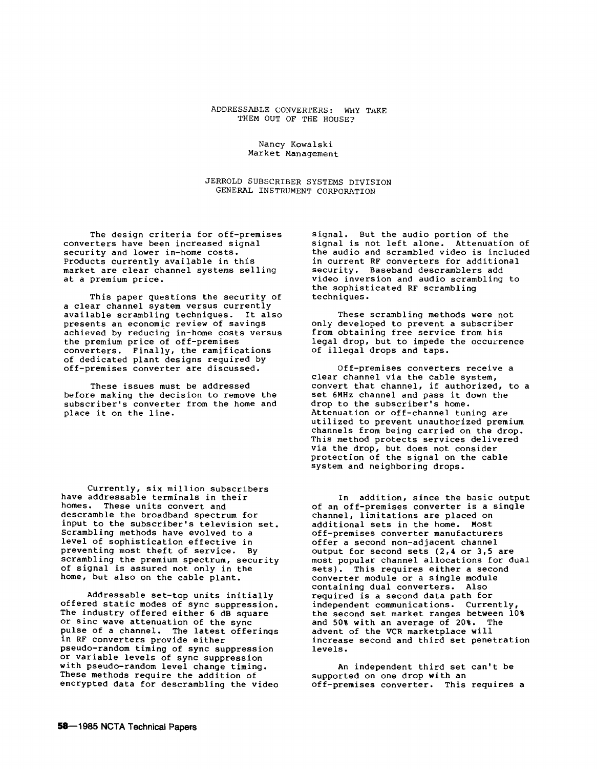# ADDRESSABLE CONVERTERS: WHY TAKE THEM OUT OF THE HOUSE?

Nancy Kowalski
Market Management

JERROLD SUBSCRIBER SYSTEMS DIVISION
GENERAL INSTRUMENT CORPORATION

The design criteria for off-premises converters have been increased signal security and lower in-home costs. Products currently available in this market are clear channel systems selling at a premium price.

This paper questions the security of a clear channel system versus currently available scrambling techniques. It also presents an economic review of savings achieved by reducing in-home costs versus the premium price of off-premises converters. Finally, the ramifications of dedicated plant designs required by off-premises converter are discussed.

These issues must be addressed before making the decision to remove the subscriber's converter from the home and place it on the line.

Currently, six million subscribers have addressable terminals in their homes. These units convert and descramble the broadband spectrum for input to the subscriber's television set. Scrambling methods have evolved to a level of sophistication effective in preventing most theft of service. By scrambling the premium spectrum, security of signal is assured not only in the home, but also on the cable plant.

Addressable set-top units initially offered static modes of sync suppression. The industry offered either 6 dB square or sinc wave attenuation of the sync pulse of a channel. The latest offerings in RF converters provide either pseudo-random timing of sync suppression or variable levels of sync suppression with pseudo-random level change timing. These methods require the addition of encrypted data for descrambling the video signal. But the audio portion of the signal is not left alone. Attenuation of the audio and scrambled video is included in current RF converters for additional security. Baseband descramblers add video inversion and audio scrambling to the sophisticated RF scrambling techniques.

These scrambling methods were not only developed to prevent a subscriber from obtaining free service from his legal drop, but to impede the occurrence of illegal drops and taps.

Off-premises converters receive a clear channel via the cable system, convert that channel, if authorized, to a set 6MHz channel and pass it down the drop to the subscriber's home. Attenuation or off-channel tuning are utilized to prevent unauthorized premium channels from being carried on the drop. This method protects services delivered via the drop, but does not consider protection of the signal on the cable system and neighboring drops.

In addition, since the basic output of an off-premises converter is a single channel, limitations are placed on additional sets in the home. Most off-premises converter manufacturers offer a second non-adjacent channel output for second sets (2,4 or 3,5 are most popular channel allocations for dual sets). This requires either a second converter module or a single module containing dual converters. Also required is a second data path for independent communications. Currently, the second set market ranges between 10% and 50% with an average of 20%. The advent of the VCR marketplace will increase second and third set penetration levels.

An independent third set can't be supported on one drop with an off-premises converter. This requires a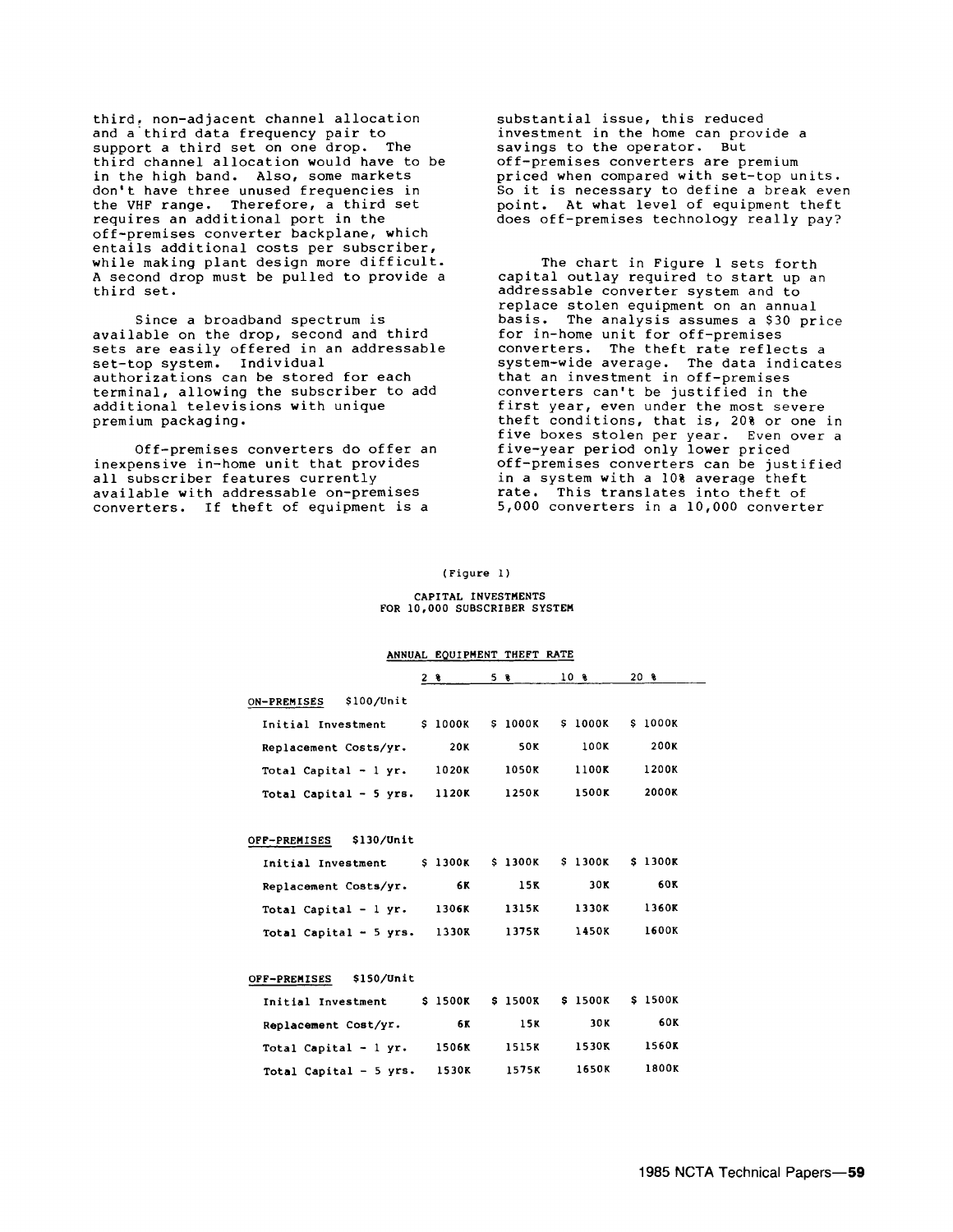third, non-adjacent channel allocation and a third data frequency pair to support a third set on one drop. The third channel allocation would have to be in the high band. Also, some markets don't have three unused frequencies in the VHF range. Therefore, a third set requires an additional port in the off-premises converter backplane, which entails additional costs per subscriber, while making plant design more difficult. A second drop must be pulled to provide a third set.

Since a broadband spectrum is available on the drop, second and third sets are easily offered in an addressable set-top system. Individual authorizations can be stored for each terminal, allowing the subscriber to add additional televisions with unique premium packaging.

Off-premises converters do offer an inexpensive in-home unit that provides all subscriber features currently available with addressable on-premises converters. If theft of equipment is a substantial issue, this reduced investment in the home can provide a savings to the operator. But off-premises converters are premium priced when compared with set-top units. So it is necessary to define a break even point. At what level of equipment theft does off-premises technology really pay?

The chart in Figure 1 sets forth capital outlay required to start up an addressable converter system and to replace stolen equipment on an annual basis. The analysis assumes a $30 price for in-home unit for off-premises converters. The theft rate reflects a system-wide average. The data indicates that an investment in off-premises converters can't be justified in the first year, even under the most severe theft conditions, that is, 20% or one in five boxes stolen per year. Even over a five-year period only lower priced off-premises converters can be justified in a system with a 10% average theft rate. This translates into theft of 5,000 converters in a 10,000 converter

(Figure 1)

CAPITAL INVESTMENTS
FOR 10,000 SUBSCRIBER SYSTEM

| | ANNUAL EQUIPMENT THEFT RATE | | | |
|---|---|---|---|---|
| | 2 % | 5 % | 10 % | 20 % |
| **ON-PREMISES $100/Unit** | | | | |
| Initial Investment | $ 1000K | $ 1000K | $ 1000K | $ 1000K |
| Replacement Costs/yr. | 20K | 50K | 100K | 200K |
| Total Capital - 1 yr. | 1020K | 1050K | 1100K | 1200K |
| Total Capital - 5 yrs. | 1120K | 1250K | 1500K | 2000K |
| **OFF-PREMISES $130/Unit** | | | | |
| Initial Investment | $ 1300K | $ 1300K | $ 1300K | $ 1300K |
| Replacement Costs/yr. | 6K | 15K | 30K | 60K |
| Total Capital - 1 yr. | 1306K | 1315K | 1330K | 1360K |
| Total Capital - 5 yrs. | 1330K | 1375K | 1450K | 1600K |
| **OFF-PREMISES $150/Unit** | | | | |
| Initial Investment | $ 1500K | $ 1500K | $ 1500K | $ 1500K |
| Replacement Cost/yr. | 6K | 15K | 30K | 60K |
| Total Capital - 1 yr. | 1506K | 1515K | 1530K | 1560K |
| Total Capital - 5 yrs. | 1530K | 1575K | 1650K | 1800K |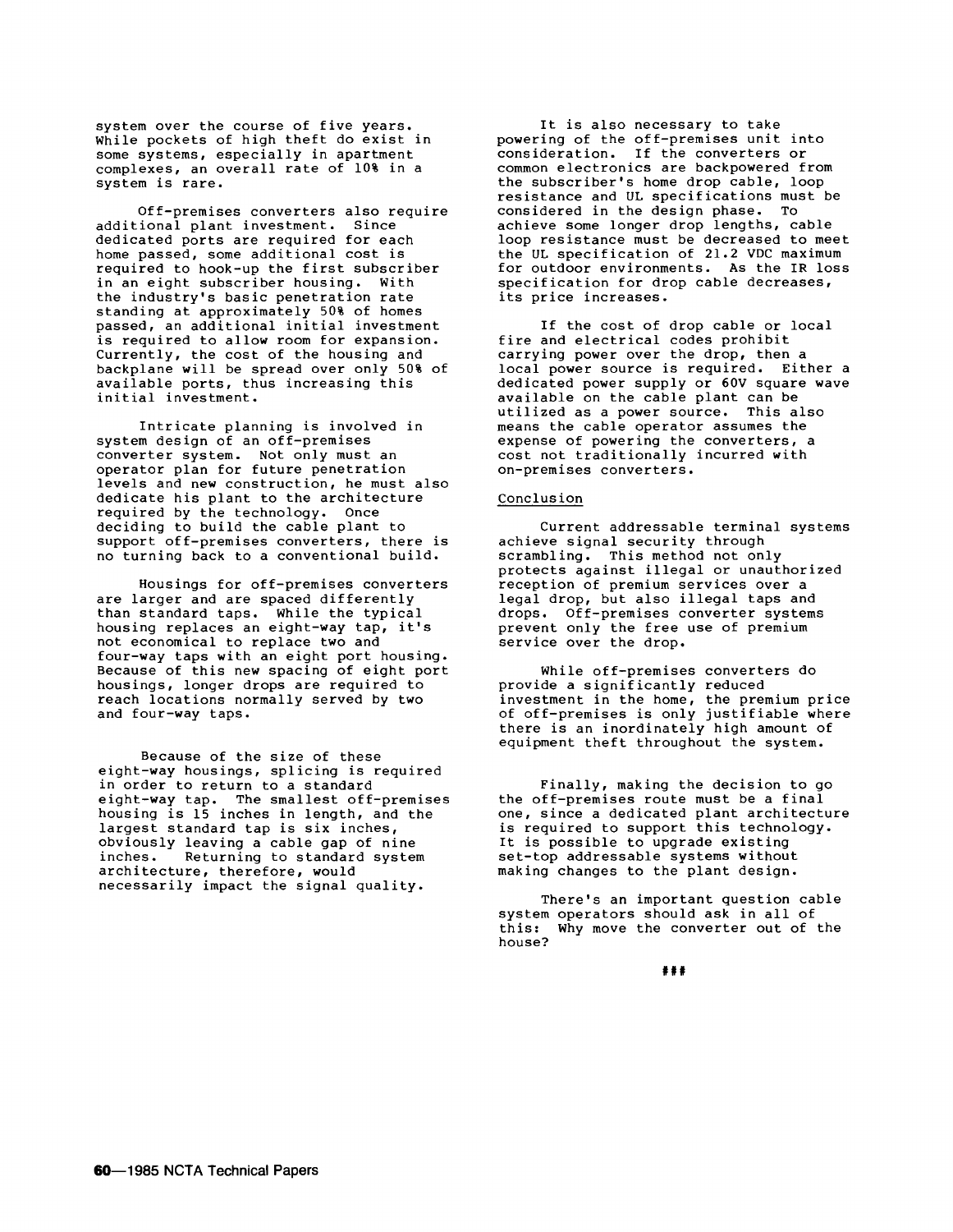system over the course of five years. While pockets of high theft do exist in some systems, especially in apartment complexes, an overall rate of 10% in a system is rare.

Off-premises converters also require additional plant investment. Since dedicated ports are required for each home passed, some additional cost is required to hook-up the first subscriber in an eight subscriber housing. With the industry's basic penetration rate standing at approximately 50% of homes passed, an additional initial investment is required to allow room for expansion. Currently, the cost of the housing and backplane will be spread over only 50% of available ports, thus increasing this initial investment.

Intricate planning is involved in system design of an off-premises converter system. Not only must an operator plan for future penetration levels and new construction, he must also dedicate his plant to the architecture required by the technology. Once deciding to build the cable plant to support off-premises converters, there is no turning back to a conventional build.

Housings for off-premises converters are larger and are spaced differently than standard taps. While the typical housing replaces an eight-way tap, it's not economical to replace two and four-way taps with an eight port housing. Because of this new spacing of eight port housings, longer drops are required to reach locations normally served by two and four-way taps.

Because of the size of these eight-way housings, splicing is required in order to return to a standard eight-way tap. The smallest off-premises housing is 15 inches in length, and the largest standard tap is six inches, obviously leaving a cable gap of nine inches. Returning to standard system architecture, therefore, would necessarily impact the signal quality.

It is also necessary to take powering of the off-premises unit into consideration. If the converters or common electronics are backpowered from the subscriber's home drop cable, loop resistance and UL specifications must be considered in the design phase. To achieve some longer drop lengths, cable loop resistance must be decreased to meet the UL specification of 21.2 VDC maximum for outdoor environments. As the IR loss specification for drop cable decreases, its price increases.

If the cost of drop cable or local fire and electrical codes prohibit carrying power over the drop, then a local power source is required. Either a dedicated power supply or 60V square wave available on the cable plant can be utilized as a power source. This also means the cable operator assumes the expense of powering the converters, a cost not traditionally incurred with on-premises converters.

## Conclusion

Current addressable terminal systems achieve signal security through scrambling. This method not only protects against illegal or unauthorized reception of premium services over a legal drop, but also illegal taps and drops. Off-premises converter systems prevent only the free use of premium service over the drop.

While off-premises converters do provide a significantly reduced investment in the home, the premium price of off-premises is only justifiable where there is an inordinately high amount of equipment theft throughout the system.

Finally, making the decision to go the off-premises route must be a final one, since a dedicated plant architecture is required to support this technology. It is possible to upgrade existing set-top addressable systems without making changes to the plant design.

There's an important question cable system operators should ask in all of this: Why move the converter out of the house?

###